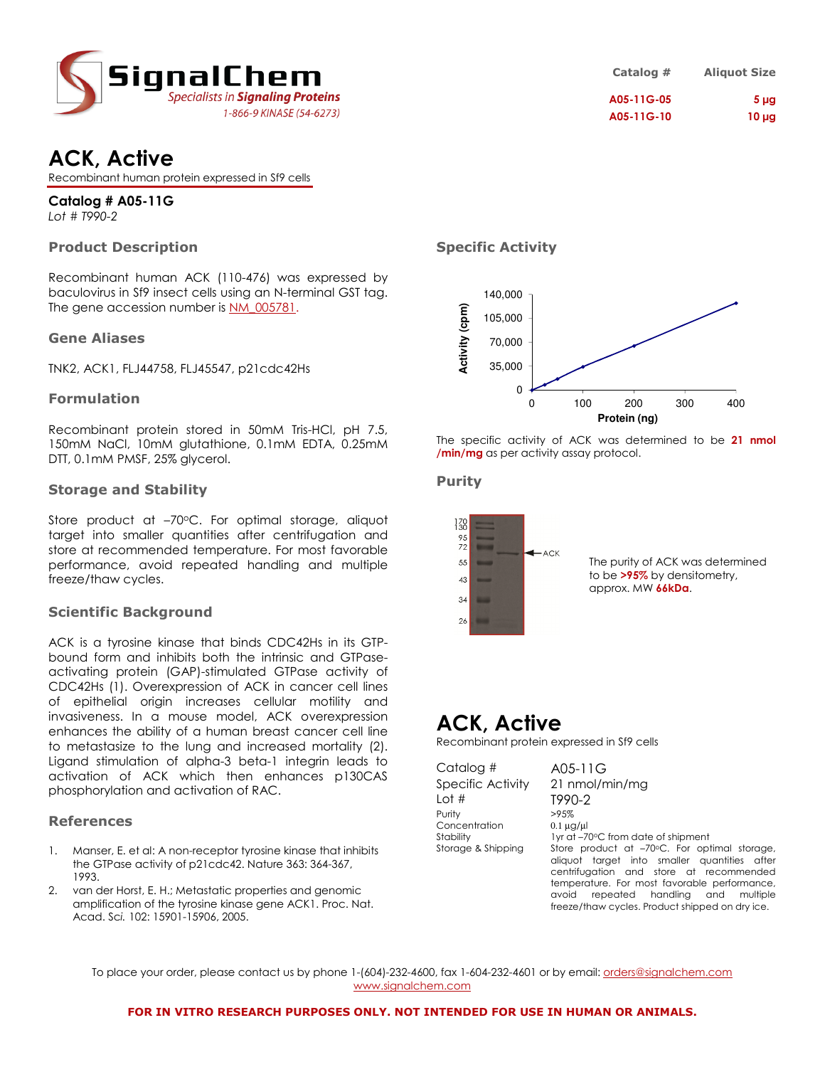SignalChem
*Specialists in **Signaling Proteins***
1-866-9 KINASE (54-6273)

| Catalog # | Aliquot Size |
|---|---|
| A05-11G-05 | 5 µg |
| A05-11G-10 | 10 µg |

# ACK, Active

Recombinant human protein expressed in Sf9 cells

**Catalog # A05-11G**
*Lot # T990-2*

## Product Description

Recombinant human ACK (110-476) was expressed by baculovirus in Sf9 insect cells using an N-terminal GST tag. The gene accession number is NM_005781.

## Gene Aliases

TNK2, ACK1, FLJ44758, FLJ45547, p21cdc42Hs

## Formulation

Recombinant protein stored in 50mM Tris-HCl, pH 7.5, 150mM NaCl, 10mM glutathione, 0.1mM EDTA, 0.25mM DTT, 0.1mM PMSF, 25% glycerol.

## Storage and Stability

Store product at –70°C. For optimal storage, aliquot target into smaller quantities after centrifugation and store at recommended temperature. For most favorable performance, avoid repeated handling and multiple freeze/thaw cycles.

## Scientific Background

ACK is a tyrosine kinase that binds CDC42Hs in its GTP-bound form and inhibits both the intrinsic and GTPase-activating protein (GAP)-stimulated GTPase activity of CDC42Hs (1). Overexpression of ACK in cancer cell lines of epithelial origin increases cellular motility and invasiveness. In a mouse model, ACK overexpression enhances the ability of a human breast cancer cell line to metastasize to the lung and increased mortality (2). Ligand stimulation of alpha-3 beta-1 integrin leads to activation of ACK which then enhances p130CAS phosphorylation and activation of RAC.

## References

1. Manser, E. et al: A non-receptor tyrosine kinase that inhibits the GTPase activity of p21cdc42. Nature 363: 364-367, 1993.
2. van der Horst, E. H.; Metastatic properties and genomic amplification of the tyrosine kinase gene ACK1. Proc. Nat. Acad. Sci. 102: 15901-15906, 2005.

## Specific Activity

The specific activity of ACK was determined to be **21 nmol /min/mg** as per activity assay protocol.

## Purity

The purity of ACK was determined to be **>95%** by densitometry, approx. MW **66kDa**.

# ACK, Active

Recombinant protein expressed in Sf9 cells

| | |
|---|---|
| Catalog # | A05-11G |
| Specific Activity | 21 nmol/min/mg |
| Lot # | T990-2 |
| Purity | >95% |
| Concentration | 0.1 µg/µl |
| Stability | 1yr at –70°C from date of shipment |
| Storage & Shipping | Store product at –70°C. For optimal storage, aliquot target into smaller quantities after centrifugation and store at recommended temperature. For most favorable performance, avoid repeated handling and multiple freeze/thaw cycles. Product shipped on dry ice. |

To place your order, please contact us by phone 1-(604)-232-4600, fax 1-604-232-4601 or by email: orders@signalchem.com
www.signalchem.com

**FOR IN VITRO RESEARCH PURPOSES ONLY. NOT INTENDED FOR USE IN HUMAN OR ANIMALS.**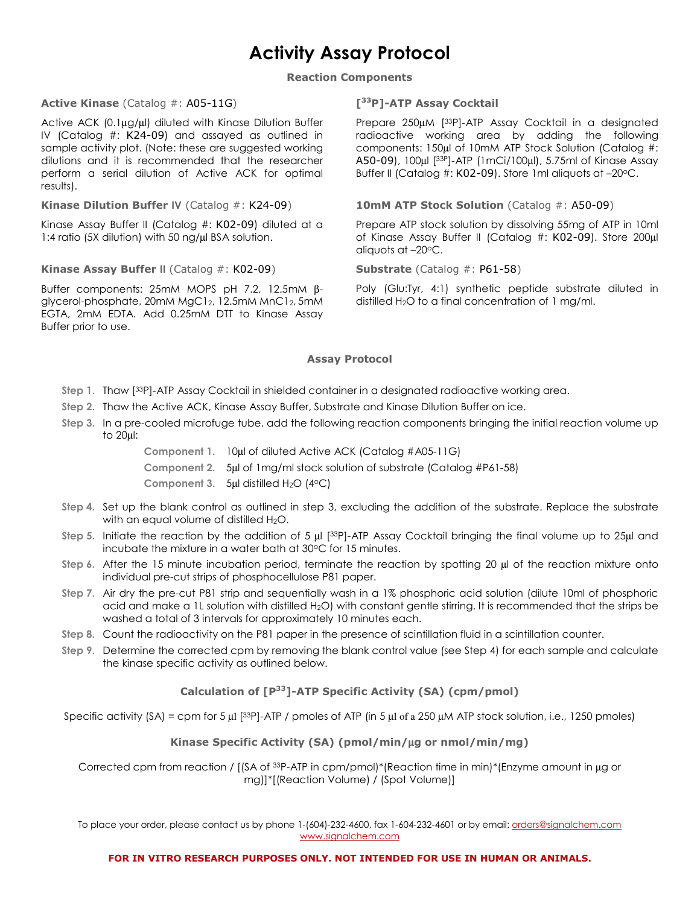# Activity Assay Protocol

## Reaction Components

### Active Kinase (Catalog #: A05-11G)

Active ACK (0.1µg/µl) diluted with Kinase Dilution Buffer IV (Catalog #: K24-09) and assayed as outlined in sample activity plot. (Note: these are suggested working dilutions and it is recommended that the researcher perform a serial dilution of Active ACK for optimal results).

### Kinase Dilution Buffer IV (Catalog #: K24-09)

Kinase Assay Buffer II (Catalog #: K02-09) diluted at a 1:4 ratio (5X dilution) with 50 ng/µl BSA solution.

### Kinase Assay Buffer II (Catalog #: K02-09)

Buffer components: 25mM MOPS pH 7.2, 12.5mM β-glycerol-phosphate, 20mM $MgCl_2$, 12.5mM $MnCl_2$, 5mM EGTA, 2mM EDTA. Add 0.25mM DTT to Kinase Assay Buffer prior to use.

### [$^{33}$P]-ATP Assay Cocktail

Prepare 250µM [$^{33}$P]-ATP Assay Cocktail in a designated radioactive working area by adding the following components: 150µl of 10mM ATP Stock Solution (Catalog #: A50-09), 100µl [$^{33}$P]-ATP (1mCi/100µl), 5.75ml of Kinase Assay Buffer II (Catalog #: K02-09). Store 1ml aliquots at –20°C.

### 10mM ATP Stock Solution (Catalog #: A50-09)

Prepare ATP stock solution by dissolving 55mg of ATP in 10ml of Kinase Assay Buffer II (Catalog #: K02-09). Store 200µl aliquots at –20°C.

### Substrate (Catalog #: P61-58)

Poly (Glu:Tyr, 4:1) synthetic peptide substrate diluted in distilled $H_2O$ to a final concentration of 1 mg/ml.

## Assay Protocol

**Step 1.** Thaw [$^{33}$P]-ATP Assay Cocktail in shielded container in a designated radioactive working area.

**Step 2.** Thaw the Active ACK, Kinase Assay Buffer, Substrate and Kinase Dilution Buffer on ice.

**Step 3.** In a pre-cooled microfuge tube, add the following reaction components bringing the initial reaction volume up to 20µl:

- **Component 1.** 10µl of diluted Active ACK (Catalog #A05-11G)
- **Component 2.** 5µl of 1mg/ml stock solution of substrate (Catalog #P61-58)
- **Component 3.** 5µl distilled $H_2O$ (4°C)

**Step 4.** Set up the blank control as outlined in step 3, excluding the addition of the substrate. Replace the substrate with an equal volume of distilled $H_2O$.

**Step 5.** Initiate the reaction by the addition of 5 µl [$^{33}$P]-ATP Assay Cocktail bringing the final volume up to 25µl and incubate the mixture in a water bath at 30°C for 15 minutes.

**Step 6.** After the 15 minute incubation period, terminate the reaction by spotting 20 µl of the reaction mixture onto individual pre-cut strips of phosphocellulose P81 paper.

**Step 7.** Air dry the pre-cut P81 strip and sequentially wash in a 1% phosphoric acid solution (dilute 10ml of phosphoric acid and make a 1L solution with distilled $H_2O$) with constant gentle stirring. It is recommended that the strips be washed a total of 3 intervals for approximately 10 minutes each.

**Step 8.** Count the radioactivity on the P81 paper in the presence of scintillation fluid in a scintillation counter.

**Step 9.** Determine the corrected cpm by removing the blank control value (see Step 4) for each sample and calculate the kinase specific activity as outlined below.

### Calculation of [P$^{33}$]-ATP Specific Activity (SA) (cpm/pmol)

Specific activity (SA) = cpm for 5 µl [$^{33}$P]-ATP / pmoles of ATP (in 5 µl of a 250 µM ATP stock solution, i.e., 1250 pmoles)

### Kinase Specific Activity (SA) (pmol/min/µg or nmol/min/mg)

Corrected cpm from reaction / [(SA of $^{33}$P-ATP in cpm/pmol)*(Reaction time in min)*(Enzyme amount in µg or mg)]*[(Reaction Volume) / (Spot Volume)]

To place your order, please contact us by phone 1-(604)-232-4600, fax 1-604-232-4601 or by email: orders@signalchem.com
www.signalchem.com

**FOR IN VITRO RESEARCH PURPOSES ONLY. NOT INTENDED FOR USE IN HUMAN OR ANIMALS.**